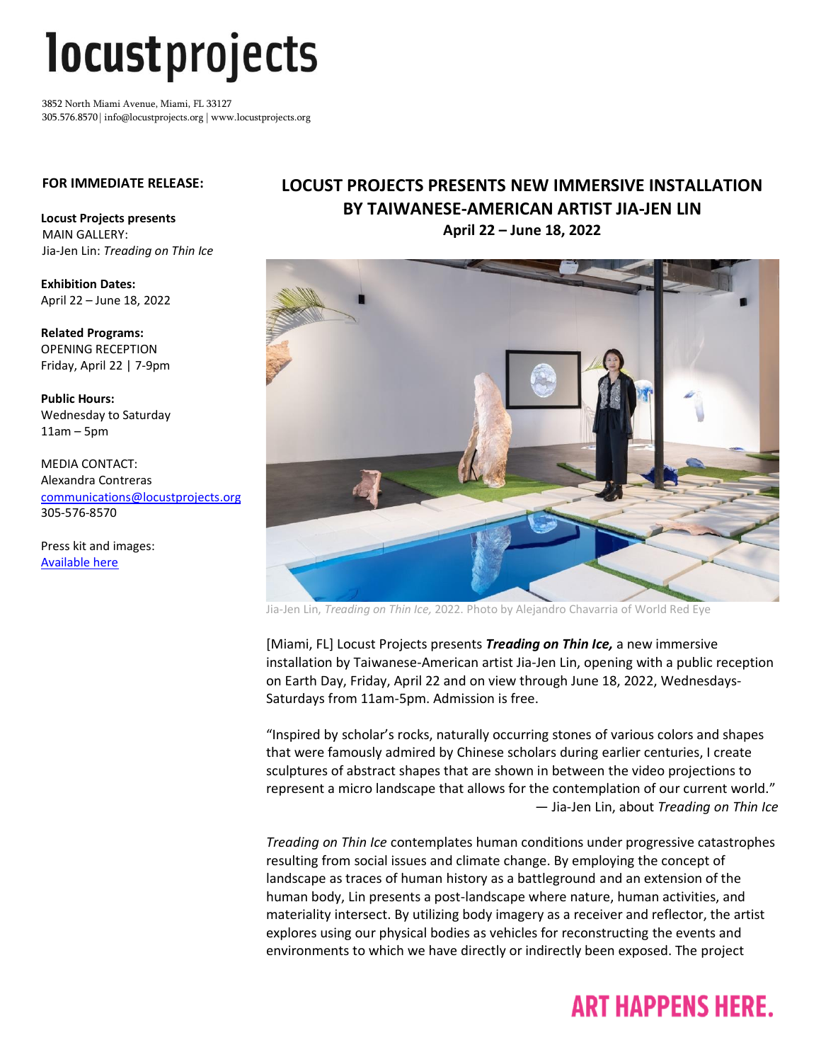# locustprojects

3852 North Miami Avenue, Miami, FL 33127
305.576.8570 | info@locustprojects.org | www.locustprojects.org

**FOR IMMEDIATE RELEASE:**

**Locust Projects presents**
MAIN GALLERY:
Jia-Jen Lin: *Treading on Thin Ice*

**Exhibition Dates:**
April 22 – June 18, 2022

**Related Programs:**
OPENING RECEPTION
Friday, April 22 | 7-9pm

**Public Hours:**
Wednesday to Saturday
11am – 5pm

MEDIA CONTACT:
Alexandra Contreras
communications@locustprojects.org
305-576-8570

Press kit and images:
Available here

## LOCUST PROJECTS PRESENTS NEW IMMERSIVE INSTALLATION BY TAIWANESE-AMERICAN ARTIST JIA-JEN LIN

**April 22 – June 18, 2022**

Jia-Jen Lin, *Treading on Thin Ice,* 2022. Photo by Alejandro Chavarria of World Red Eye

[Miami, FL] Locust Projects presents ***Treading on Thin Ice,*** a new immersive installation by Taiwanese-American artist Jia-Jen Lin, opening with a public reception on Earth Day, Friday, April 22 and on view through June 18, 2022, Wednesdays-Saturdays from 11am-5pm. Admission is free.

"Inspired by scholar's rocks, naturally occurring stones of various colors and shapes that were famously admired by Chinese scholars during earlier centuries, I create sculptures of abstract shapes that are shown in between the video projections to represent a micro landscape that allows for the contemplation of our current world."
— Jia-Jen Lin, about *Treading on Thin Ice*

*Treading on Thin Ice* contemplates human conditions under progressive catastrophes resulting from social issues and climate change. By employing the concept of landscape as traces of human history as a battleground and an extension of the human body, Lin presents a post-landscape where nature, human activities, and materiality intersect. By utilizing body imagery as a receiver and reflector, the artist explores using our physical bodies as vehicles for reconstructing the events and environments to which we have directly or indirectly been exposed. The project

**ART HAPPENS HERE.**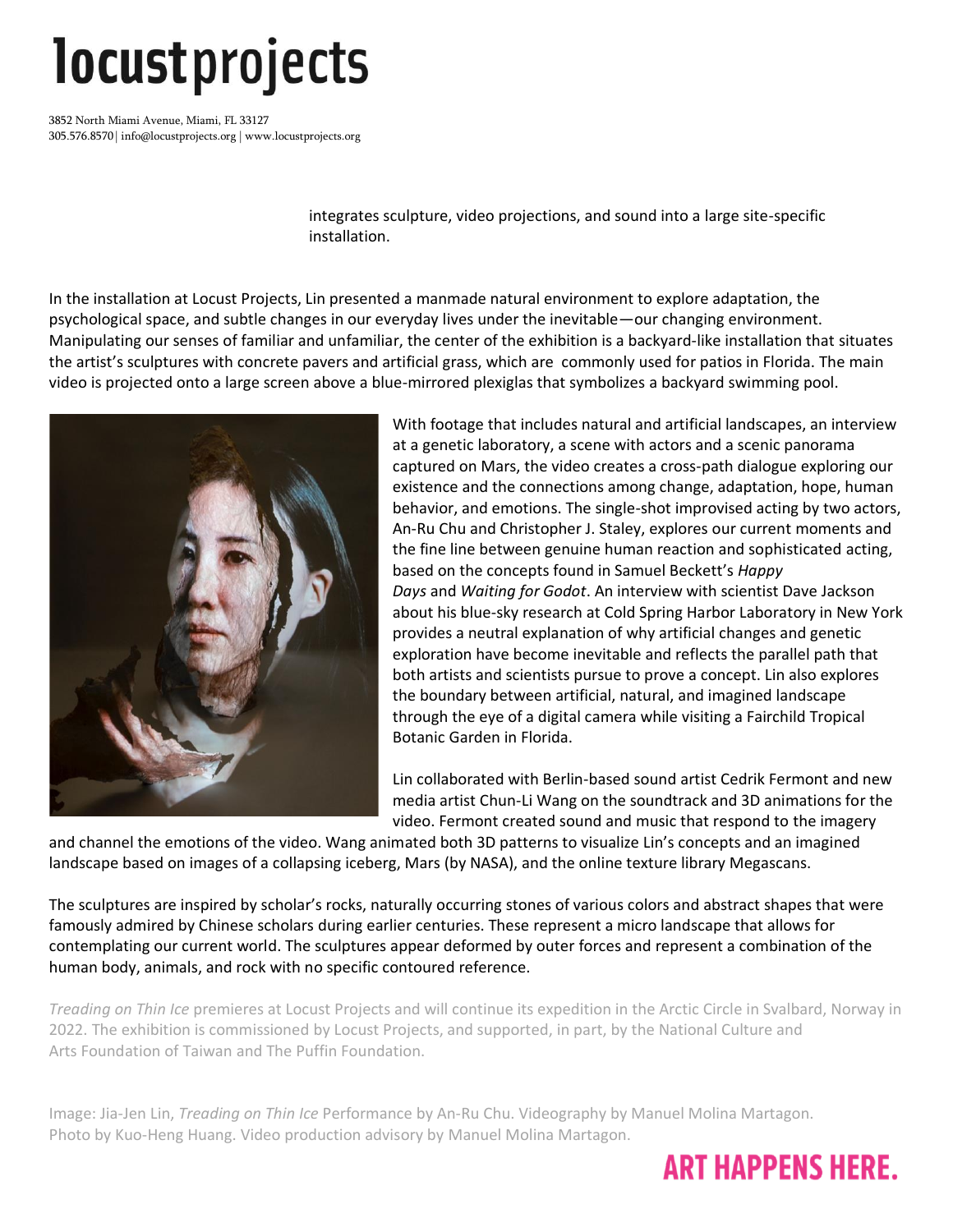integrates sculpture, video projections, and sound into a large site-specific installation.

In the installation at Locust Projects, Lin presented a manmade natural environment to explore adaptation, the psychological space, and subtle changes in our everyday lives under the inevitable—our changing environment. Manipulating our senses of familiar and unfamiliar, the center of the exhibition is a backyard-like installation that situates the artist's sculptures with concrete pavers and artificial grass, which are commonly used for patios in Florida. The main video is projected onto a large screen above a blue-mirrored plexiglas that symbolizes a backyard swimming pool.

With footage that includes natural and artificial landscapes, an interview at a genetic laboratory, a scene with actors and a scenic panorama captured on Mars, the video creates a cross-path dialogue exploring our existence and the connections among change, adaptation, hope, human behavior, and emotions. The single-shot improvised acting by two actors, An-Ru Chu and Christopher J. Staley, explores our current moments and the fine line between genuine human reaction and sophisticated acting, based on the concepts found in Samuel Beckett's *Happy Days* and *Waiting for Godot*. An interview with scientist Dave Jackson about his blue-sky research at Cold Spring Harbor Laboratory in New York provides a neutral explanation of why artificial changes and genetic exploration have become inevitable and reflects the parallel path that both artists and scientists pursue to prove a concept. Lin also explores the boundary between artificial, natural, and imagined landscape through the eye of a digital camera while visiting a Fairchild Tropical Botanic Garden in Florida.

Lin collaborated with Berlin-based sound artist Cedrik Fermont and new media artist Chun-Li Wang on the soundtrack and 3D animations for the video. Fermont created sound and music that respond to the imagery and channel the emotions of the video. Wang animated both 3D patterns to visualize Lin's concepts and an imagined landscape based on images of a collapsing iceberg, Mars (by NASA), and the online texture library Megascans.

The sculptures are inspired by scholar's rocks, naturally occurring stones of various colors and abstract shapes that were famously admired by Chinese scholars during earlier centuries. These represent a micro landscape that allows for contemplating our current world. The sculptures appear deformed by outer forces and represent a combination of the human body, animals, and rock with no specific contoured reference.

*Treading on Thin Ice* premieres at Locust Projects and will continue its expedition in the Arctic Circle in Svalbard, Norway in 2022. The exhibition is commissioned by Locust Projects, and supported, in part, by the National Culture and Arts Foundation of Taiwan and The Puffin Foundation.

Image: Jia-Jen Lin, *Treading on Thin Ice* Performance by An-Ru Chu. Videography by Manuel Molina Martagon. Photo by Kuo-Heng Huang. Video production advisory by Manuel Molina Martagon.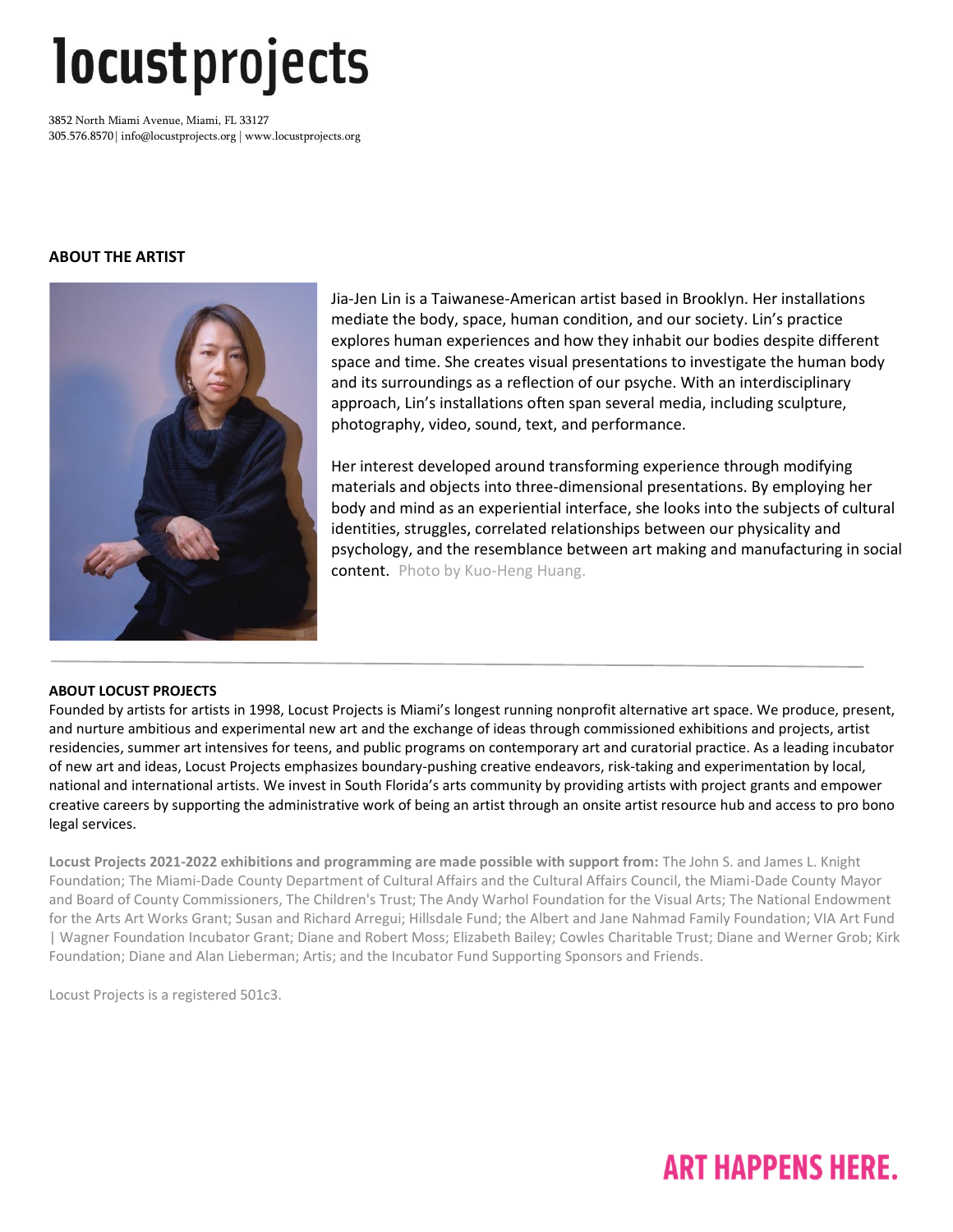# locustprojects

3852 North Miami Avenue, Miami, FL 33127
305.576.8570 | info@locustprojects.org | www.locustprojects.org

**ABOUT THE ARTIST**

Jia-Jen Lin is a Taiwanese-American artist based in Brooklyn. Her installations mediate the body, space, human condition, and our society. Lin's practice explores human experiences and how they inhabit our bodies despite different space and time. She creates visual presentations to investigate the human body and its surroundings as a reflection of our psyche. With an interdisciplinary approach, Lin's installations often span several media, including sculpture, photography, video, sound, text, and performance.

Her interest developed around transforming experience through modifying materials and objects into three-dimensional presentations. By employing her body and mind as an experiential interface, she looks into the subjects of cultural identities, struggles, correlated relationships between our physicality and psychology, and the resemblance between art making and manufacturing in social content. Photo by Kuo-Heng Huang.

**ABOUT LOCUST PROJECTS**

Founded by artists for artists in 1998, Locust Projects is Miami's longest running nonprofit alternative art space. We produce, present, and nurture ambitious and experimental new art and the exchange of ideas through commissioned exhibitions and projects, artist residencies, summer art intensives for teens, and public programs on contemporary art and curatorial practice. As a leading incubator of new art and ideas, Locust Projects emphasizes boundary-pushing creative endeavors, risk-taking and experimentation by local, national and international artists. We invest in South Florida's arts community by providing artists with project grants and empower creative careers by supporting the administrative work of being an artist through an onsite artist resource hub and access to pro bono legal services.

**Locust Projects 2021-2022 exhibitions and programming are made possible with support from:** The John S. and James L. Knight Foundation; The Miami-Dade County Department of Cultural Affairs and the Cultural Affairs Council, the Miami-Dade County Mayor and Board of County Commissioners, The Children's Trust; The Andy Warhol Foundation for the Visual Arts; The National Endowment for the Arts Art Works Grant; Susan and Richard Arregui; Hillsdale Fund; the Albert and Jane Nahmad Family Foundation; VIA Art Fund | Wagner Foundation Incubator Grant; Diane and Robert Moss; Elizabeth Bailey; Cowles Charitable Trust; Diane and Werner Grob; Kirk Foundation; Diane and Alan Lieberman; Artis; and the Incubator Fund Supporting Sponsors and Friends.

Locust Projects is a registered 501c3.

**ART HAPPENS HERE.**